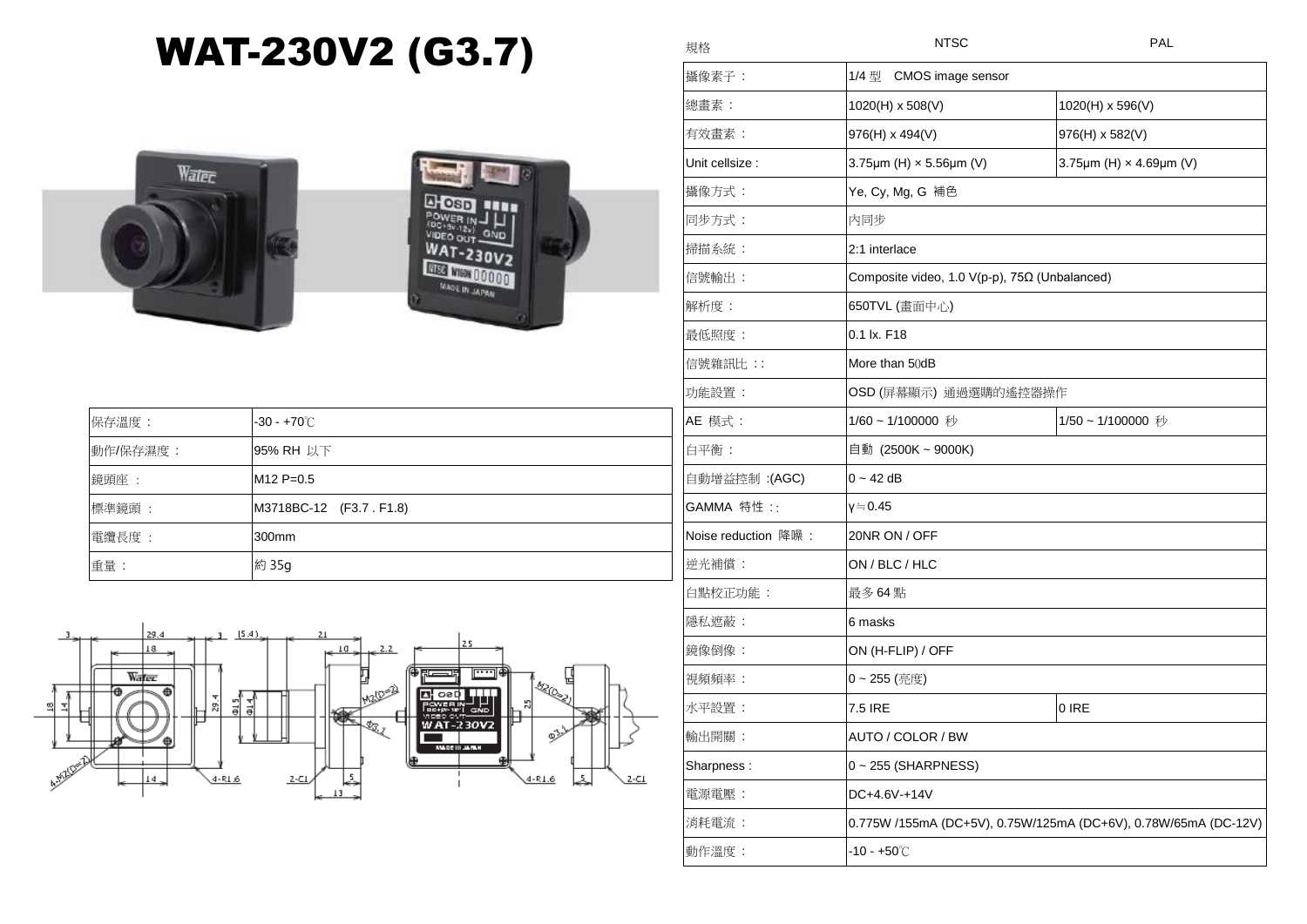# WAT-230V2 (G3.7)

| 保存溫度： | -30 - +70℃ |
|---|---|
| 動作/保存濕度： | 95% RH 以下 |
| 鏡頭座 ： | M12 P=0.5 |
| 標準鏡頭 ： | M3718BC-12 (F3.7 . F1.8) |
| 電纜長度 ： | 300mm |
| 重量： | 約 35g |

| 規格 | NTSC | PAL |
|---|---|---|
| 攝像素子： | 1/4 型 CMOS image sensor | |
| 總畫素： | 1020(H) x 508(V) | 1020(H) x 596(V) |
| 有效畫素： | 976(H) x 494(V) | 976(H) x 582(V) |
| Unit cellsize : | 3.75μm (H) × 5.56μm (V) | 3.75μm (H) × 4.69μm (V) |
| 攝像方式： | Ye, Cy, Mg, G 補色 | |
| 同步方式： | 內同步 | |
| 掃描系統： | 2:1 interlace | |
| 信號輸出： | Composite video, 1.0 V(p-p), 75Ω (Unbalanced) | |
| 解析度： | 650TVL (畫面中心) | |
| 最低照度： | 0.1 lx. F18 | |
| 信號雜訊比 :: | More than 50dB | |
| 功能設置： | OSD (屏幕顯示) 通過選購的遙控器操作 | |
| AE 模式： | 1/60 ~ 1/100000 秒 | 1/50 ~ 1/100000 秒 |
| 白平衡： | 自動 (2500K ~ 9000K) | |
| 自動增益控制 :(AGC) | 0 ~ 42 dB | |
| GAMMA 特性 :: | γ≒0.45 | |
| Noise reduction 降噪： | 20NR ON / OFF | |
| 逆光補償： | ON / BLC / HLC | |
| 白點校正功能： | 最多 64 點 | |
| 隱私遮蔽： | 6 masks | |
| 鏡像倒像： | ON (H-FLIP) / OFF | |
| 視頻頻率： | 0 ~ 255 (亮度) | |
| 水平設置： | 7.5 IRE | 0 IRE |
| 輸出開關： | AUTO / COLOR / BW | |
| Sharpness : | 0 ~ 255 (SHARPNESS) | |
| 電源電壓： | DC+4.6V-+14V | |
| 消耗電流： | 0.775W /155mA (DC+5V), 0.75W/125mA (DC+6V), 0.78W/65mA (DC-12V) | |
| 動作溫度： | -10 - +50℃ | |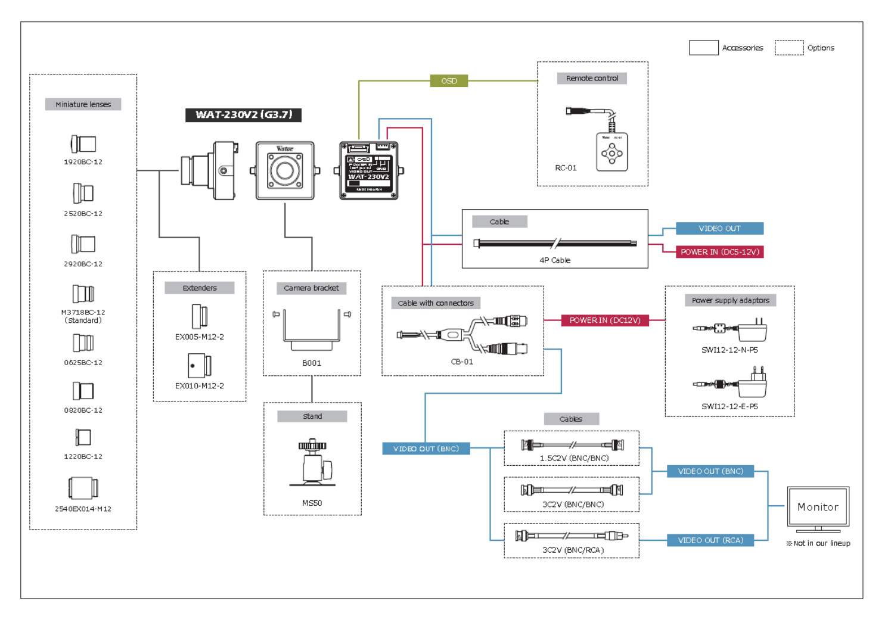Accessories

Options

WAT-230V2 (G3.7)

Miniature lenses

1920BC-12

2520BC-12

2920BC-12

M3718BC-12 (standard)

0625BC-12

0820BC-12

1220BC-12

2540EX014-M12

Extenders

EX005-M12-2

EX010-M12-2

Camera bracket

B001

Stand

MS50

OSD

Remote control

RC-01

Cable

4P Cable

VIDEO OUT

POWER IN (DC5-12V)

Cable with connectors

CB-01

POWER IN (DC12V)

Power supply adaptors

SWI12-12-N-P5

SWI12-12-E-P5

Cables

VIDEO OUT (BNC)

1.5C2V (BNC/BNC)

3C2V (BNC/BNC)

3C2V (BNC/RCA)

VIDEO OUT (BNC)

VIDEO OUT (RCA)

Monitor

※Not in our lineup